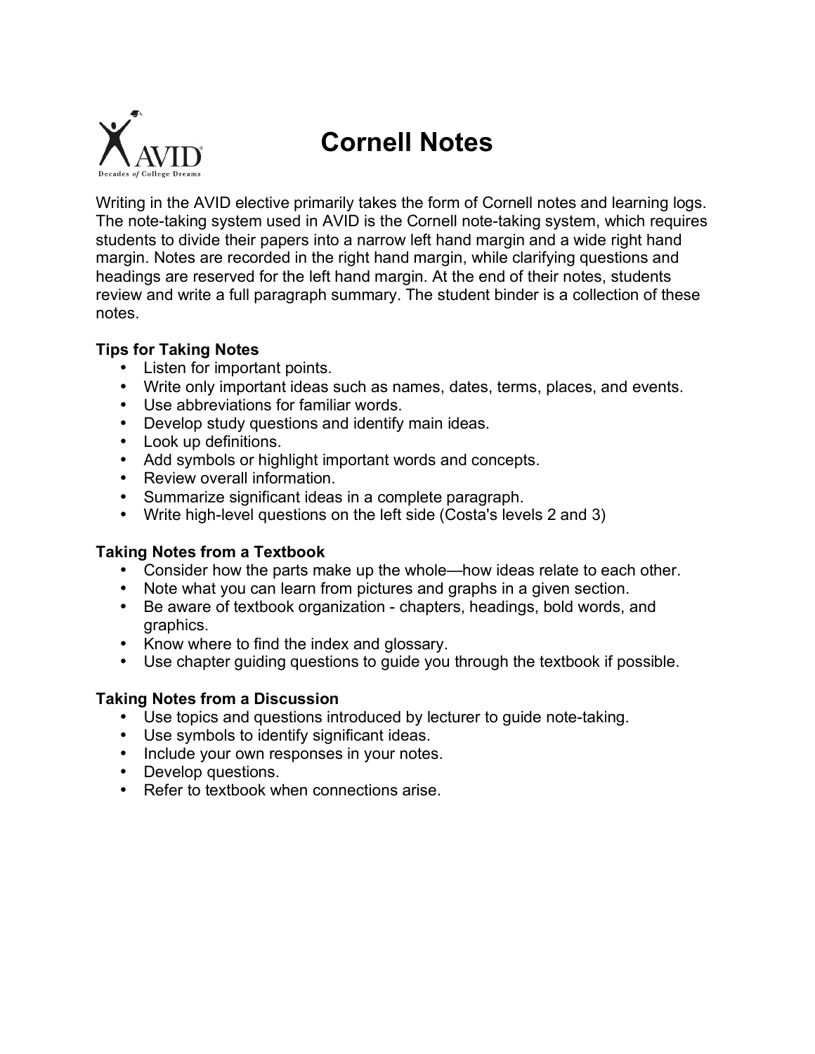# Cornell Notes

Writing in the AVID elective primarily takes the form of Cornell notes and learning logs. The note-taking system used in AVID is the Cornell note-taking system, which requires students to divide their papers into a narrow left hand margin and a wide right hand margin. Notes are recorded in the right hand margin, while clarifying questions and headings are reserved for the left hand margin. At the end of their notes, students review and write a full paragraph summary. The student binder is a collection of these notes.

**Tips for Taking Notes**

- Listen for important points.
- Write only important ideas such as names, dates, terms, places, and events.
- Use abbreviations for familiar words.
- Develop study questions and identify main ideas.
- Look up definitions.
- Add symbols or highlight important words and concepts.
- Review overall information.
- Summarize significant ideas in a complete paragraph.
- Write high-level questions on the left side (Costa's levels 2 and 3)

**Taking Notes from a Textbook**

- Consider how the parts make up the whole—how ideas relate to each other.
- Note what you can learn from pictures and graphs in a given section.
- Be aware of textbook organization - chapters, headings, bold words, and graphics.
- Know where to find the index and glossary.
- Use chapter guiding questions to guide you through the textbook if possible.

**Taking Notes from a Discussion**

- Use topics and questions introduced by lecturer to guide note-taking.
- Use symbols to identify significant ideas.
- Include your own responses in your notes.
- Develop questions.
- Refer to textbook when connections arise.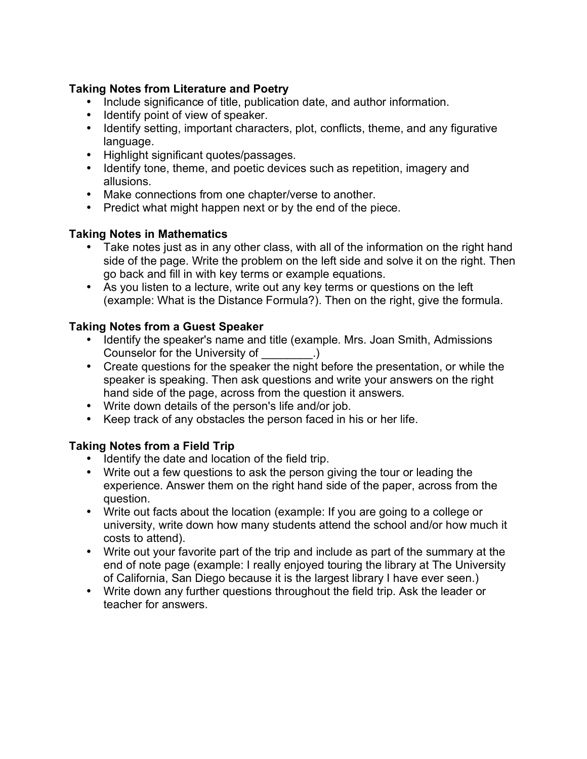**Taking Notes from Literature and Poetry**

- Include significance of title, publication date, and author information.
- Identify point of view of speaker.
- Identify setting, important characters, plot, conflicts, theme, and any figurative language.
- Highlight significant quotes/passages.
- Identify tone, theme, and poetic devices such as repetition, imagery and allusions.
- Make connections from one chapter/verse to another.
- Predict what might happen next or by the end of the piece.

**Taking Notes in Mathematics**

- Take notes just as in any other class, with all of the information on the right hand side of the page. Write the problem on the left side and solve it on the right. Then go back and fill in with key terms or example equations.
- As you listen to a lecture, write out any key terms or questions on the left (example: What is the Distance Formula?). Then on the right, give the formula.

**Taking Notes from a Guest Speaker**

- Identify the speaker's name and title (example. Mrs. Joan Smith, Admissions Counselor for the University of ________.)
- Create questions for the speaker the night before the presentation, or while the speaker is speaking. Then ask questions and write your answers on the right hand side of the page, across from the question it answers.
- Write down details of the person's life and/or job.
- Keep track of any obstacles the person faced in his or her life.

**Taking Notes from a Field Trip**

- Identify the date and location of the field trip.
- Write out a few questions to ask the person giving the tour or leading the experience. Answer them on the right hand side of the paper, across from the question.
- Write out facts about the location (example: If you are going to a college or university, write down how many students attend the school and/or how much it costs to attend).
- Write out your favorite part of the trip and include as part of the summary at the end of note page (example: I really enjoyed touring the library at The University of California, San Diego because it is the largest library I have ever seen.)
- Write down any further questions throughout the field trip. Ask the leader or teacher for answers.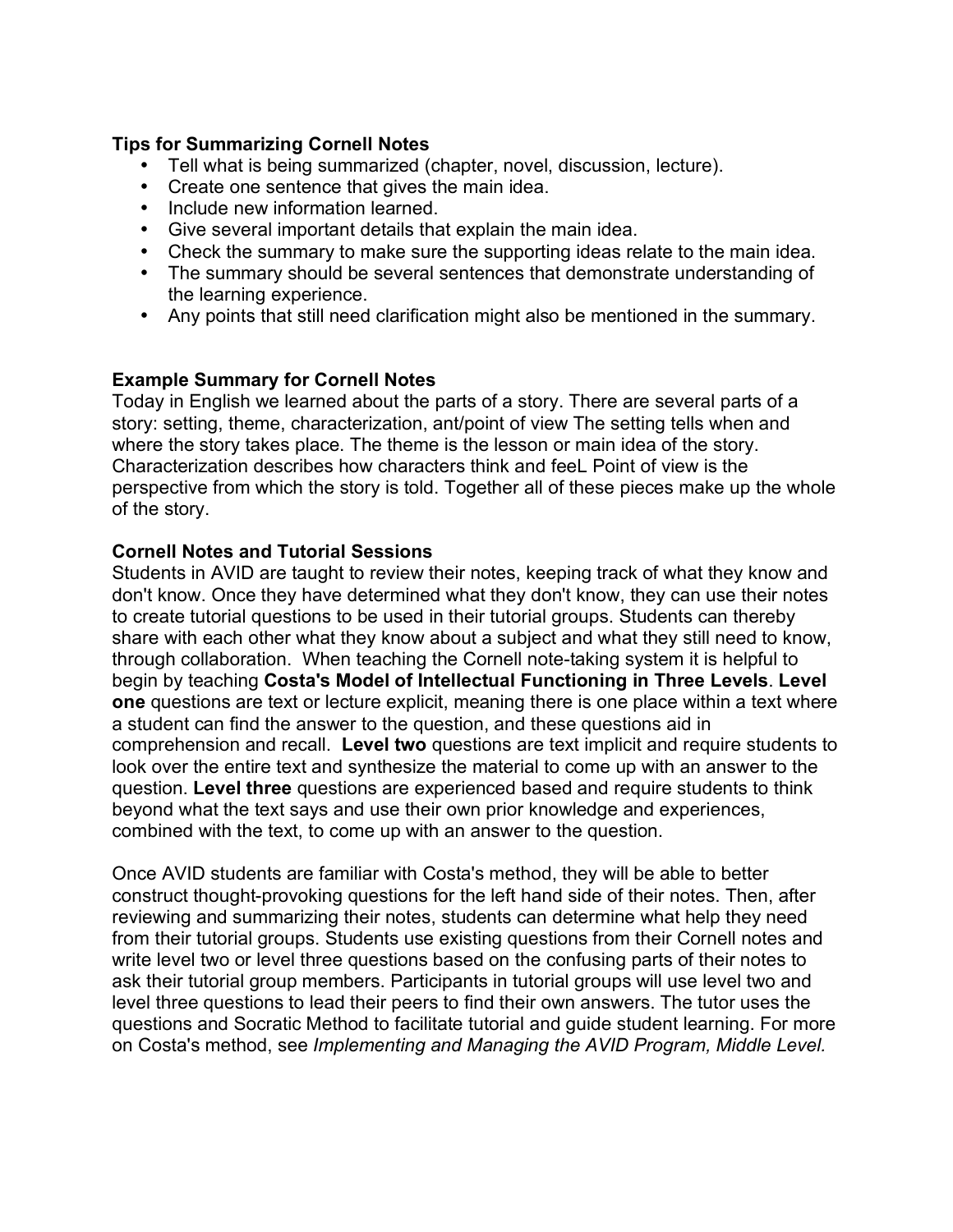**Tips for Summarizing Cornell Notes**

- Tell what is being summarized (chapter, novel, discussion, lecture).
- Create one sentence that gives the main idea.
- Include new information learned.
- Give several important details that explain the main idea.
- Check the summary to make sure the supporting ideas relate to the main idea.
- The summary should be several sentences that demonstrate understanding of the learning experience.
- Any points that still need clarification might also be mentioned in the summary.

**Example Summary for Cornell Notes**

Today in English we learned about the parts of a story. There are several parts of a story: setting, theme, characterization, ant/point of view The setting tells when and where the story takes place. The theme is the lesson or main idea of the story. Characterization describes how characters think and feeL Point of view is the perspective from which the story is told. Together all of these pieces make up the whole of the story.

**Cornell Notes and Tutorial Sessions**

Students in AVID are taught to review their notes, keeping track of what they know and don't know. Once they have determined what they don't know, they can use their notes to create tutorial questions to be used in their tutorial groups. Students can thereby share with each other what they know about a subject and what they still need to know, through collaboration. When teaching the Cornell note-taking system it is helpful to begin by teaching **Costa's Model of Intellectual Functioning in Three Levels**. **Level one** questions are text or lecture explicit, meaning there is one place within a text where a student can find the answer to the question, and these questions aid in comprehension and recall. **Level two** questions are text implicit and require students to look over the entire text and synthesize the material to come up with an answer to the question. **Level three** questions are experienced based and require students to think beyond what the text says and use their own prior knowledge and experiences, combined with the text, to come up with an answer to the question.

Once AVID students are familiar with Costa's method, they will be able to better construct thought-provoking questions for the left hand side of their notes. Then, after reviewing and summarizing their notes, students can determine what help they need from their tutorial groups. Students use existing questions from their Cornell notes and write level two or level three questions based on the confusing parts of their notes to ask their tutorial group members. Participants in tutorial groups will use level two and level three questions to lead their peers to find their own answers. The tutor uses the questions and Socratic Method to facilitate tutorial and guide student learning. For more on Costa's method, see *Implementing and Managing the AVID Program, Middle Level.*